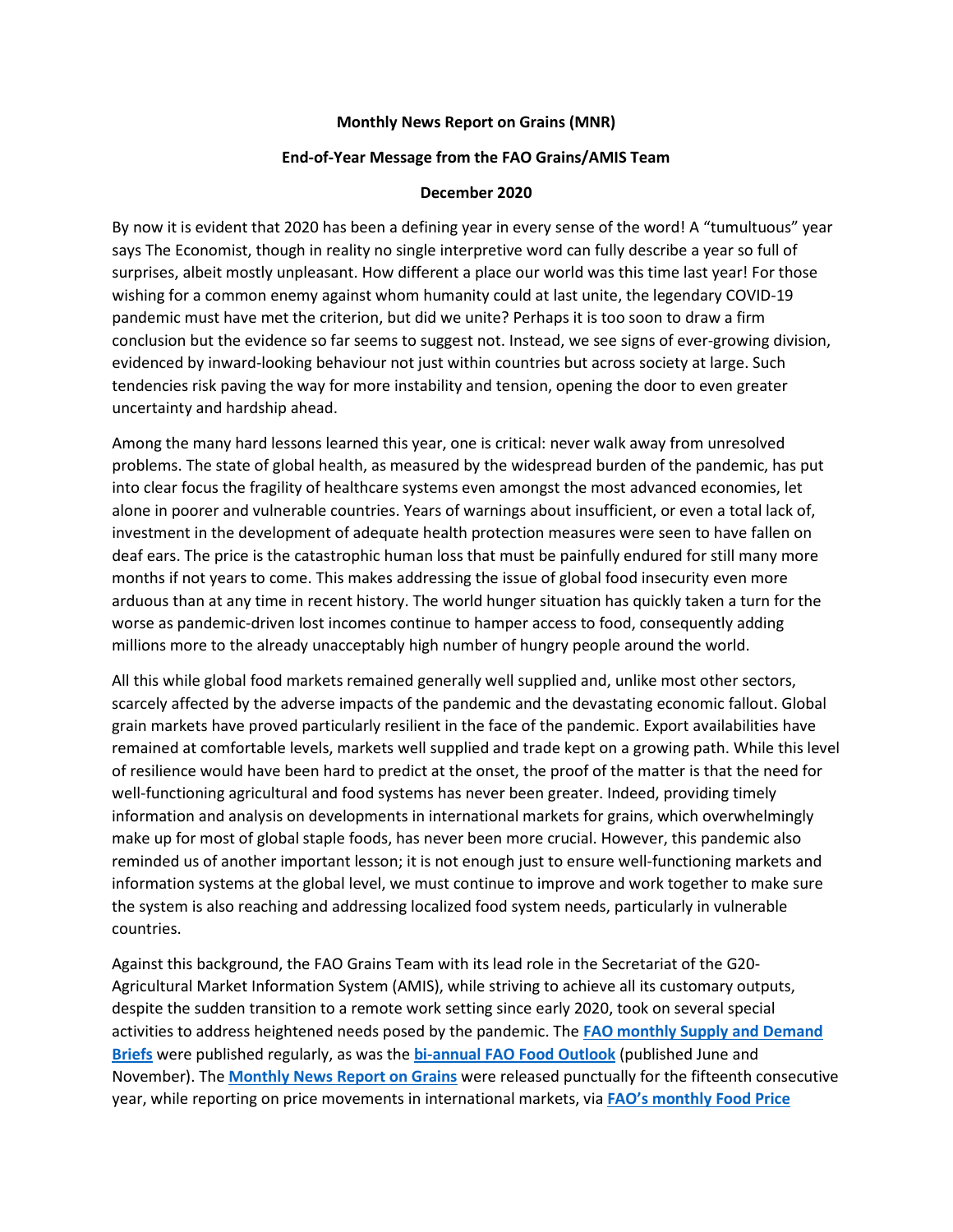**Monthly News Report on Grains (MNR)**

**End-of-Year Message from the FAO Grains/AMIS Team**

**December 2020**

By now it is evident that 2020 has been a defining year in every sense of the word! A "tumultuous" year says The Economist, though in reality no single interpretive word can fully describe a year so full of surprises, albeit mostly unpleasant. How different a place our world was this time last year! For those wishing for a common enemy against whom humanity could at last unite, the legendary COVID-19 pandemic must have met the criterion, but did we unite? Perhaps it is too soon to draw a firm conclusion but the evidence so far seems to suggest not. Instead, we see signs of ever-growing division, evidenced by inward-looking behaviour not just within countries but across society at large. Such tendencies risk paving the way for more instability and tension, opening the door to even greater uncertainty and hardship ahead.

Among the many hard lessons learned this year, one is critical: never walk away from unresolved problems. The state of global health, as measured by the widespread burden of the pandemic, has put into clear focus the fragility of healthcare systems even amongst the most advanced economies, let alone in poorer and vulnerable countries. Years of warnings about insufficient, or even a total lack of, investment in the development of adequate health protection measures were seen to have fallen on deaf ears. The price is the catastrophic human loss that must be painfully endured for still many more months if not years to come. This makes addressing the issue of global food insecurity even more arduous than at any time in recent history. The world hunger situation has quickly taken a turn for the worse as pandemic-driven lost incomes continue to hamper access to food, consequently adding millions more to the already unacceptably high number of hungry people around the world.

All this while global food markets remained generally well supplied and, unlike most other sectors, scarcely affected by the adverse impacts of the pandemic and the devastating economic fallout. Global grain markets have proved particularly resilient in the face of the pandemic. Export availabilities have remained at comfortable levels, markets well supplied and trade kept on a growing path. While this level of resilience would have been hard to predict at the onset, the proof of the matter is that the need for well-functioning agricultural and food systems has never been greater. Indeed, providing timely information and analysis on developments in international markets for grains, which overwhelmingly make up for most of global staple foods, has never been more crucial. However, this pandemic also reminded us of another important lesson; it is not enough just to ensure well-functioning markets and information systems at the global level, we must continue to improve and work together to make sure the system is also reaching and addressing localized food system needs, particularly in vulnerable countries.

Against this background, the FAO Grains Team with its lead role in the Secretariat of the G20-Agricultural Market Information System (AMIS), while striving to achieve all its customary outputs, despite the sudden transition to a remote work setting since early 2020, took on several special activities to address heightened needs posed by the pandemic. The **FAO monthly Supply and Demand Briefs** were published regularly, as was the **bi-annual FAO Food Outlook** (published June and November). The **Monthly News Report on Grains** were released punctually for the fifteenth consecutive year, while reporting on price movements in international markets, via **FAO's monthly Food Price**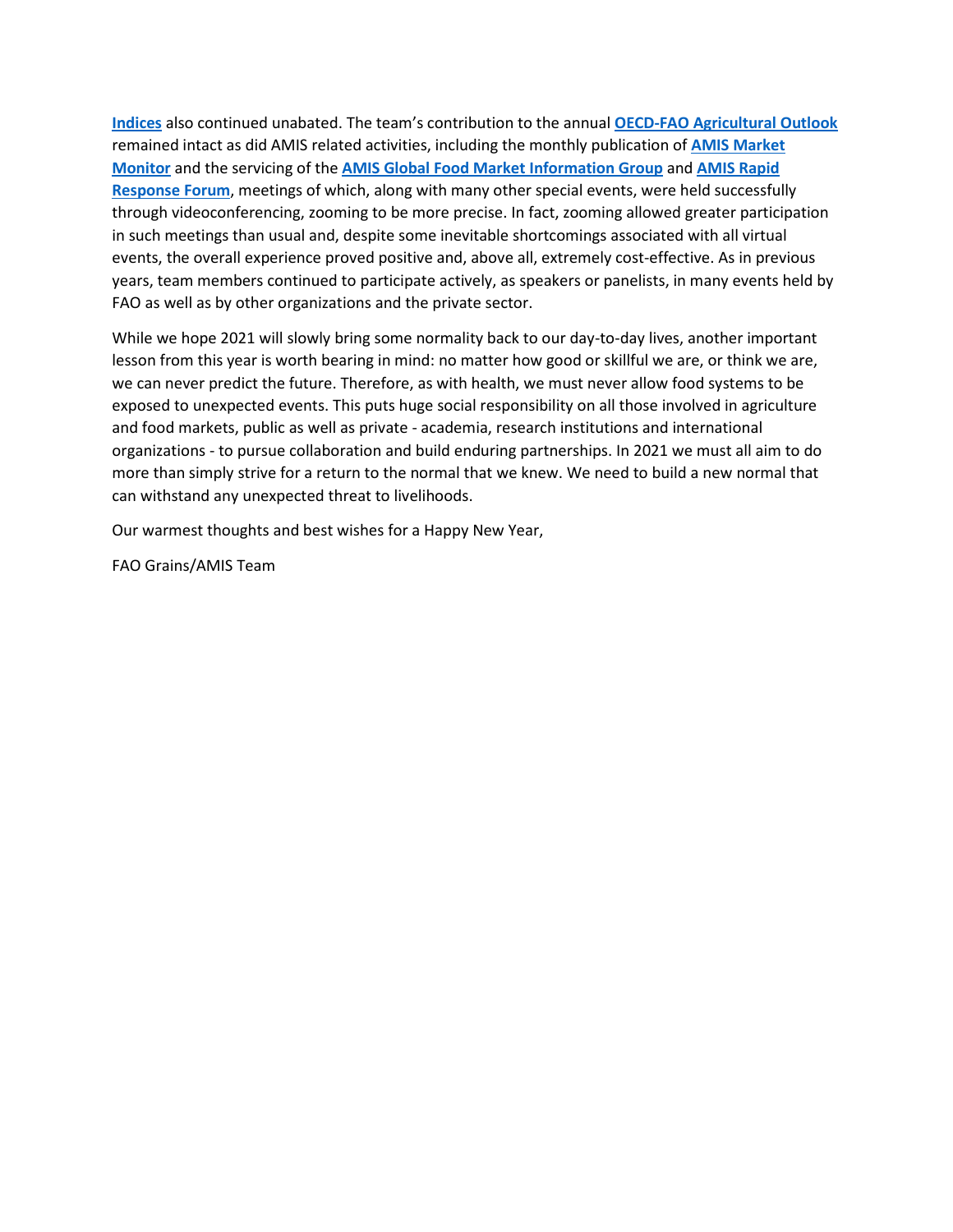**Indices** also continued unabated. The team's contribution to the annual **OECD-FAO Agricultural Outlook** remained intact as did AMIS related activities, including the monthly publication of **AMIS Market Monitor** and the servicing of the **AMIS Global Food Market Information Group** and **AMIS Rapid Response Forum**, meetings of which, along with many other special events, were held successfully through videoconferencing, zooming to be more precise. In fact, zooming allowed greater participation in such meetings than usual and, despite some inevitable shortcomings associated with all virtual events, the overall experience proved positive and, above all, extremely cost-effective. As in previous years, team members continued to participate actively, as speakers or panelists, in many events held by FAO as well as by other organizations and the private sector.

While we hope 2021 will slowly bring some normality back to our day-to-day lives, another important lesson from this year is worth bearing in mind: no matter how good or skillful we are, or think we are, we can never predict the future. Therefore, as with health, we must never allow food systems to be exposed to unexpected events. This puts huge social responsibility on all those involved in agriculture and food markets, public as well as private - academia, research institutions and international organizations - to pursue collaboration and build enduring partnerships. In 2021 we must all aim to do more than simply strive for a return to the normal that we knew. We need to build a new normal that can withstand any unexpected threat to livelihoods.

Our warmest thoughts and best wishes for a Happy New Year,

FAO Grains/AMIS Team